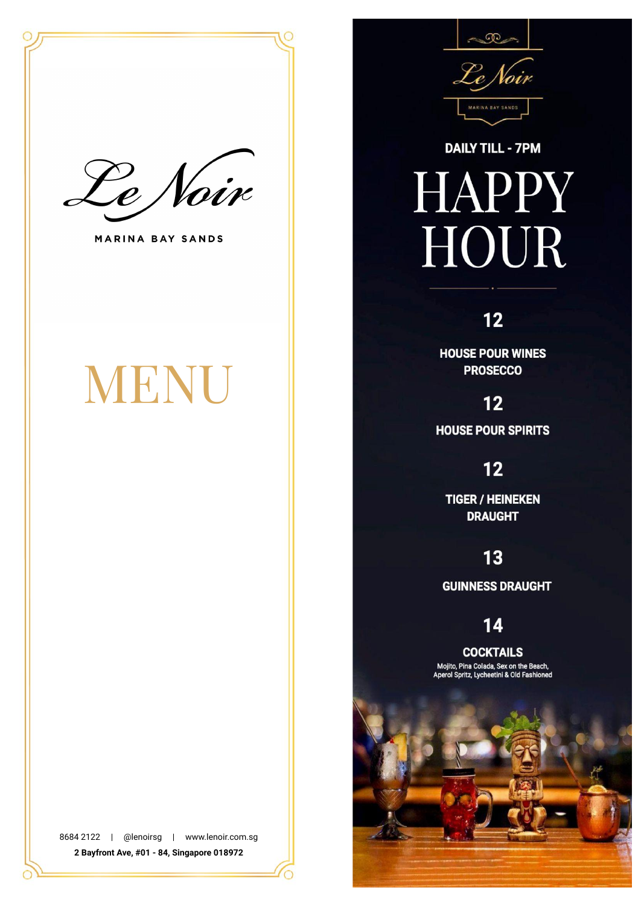# Le Noir

MARINA BAY SANDS

# MENU

8684 2122 | @lenoirsg | www.lenoir.com.sg

**2 Bayfront Ave, #01 - 84, Singapore 018972**

Le Noir

MARINA BAY SANDS

**DAILY TILL - 7PM**

# HAPPY HOUR

**12**

**HOUSE POUR WINES**
**PROSECCO**

**12**

**HOUSE POUR SPIRITS**

**12**

**TIGER / HEINEKEN DRAUGHT**

**13**

**GUINNESS DRAUGHT**

**14**

**COCKTAILS**

Mojito, Pina Colada, Sex on the Beach, Aperol Spritz, Lycheetini & Old Fashioned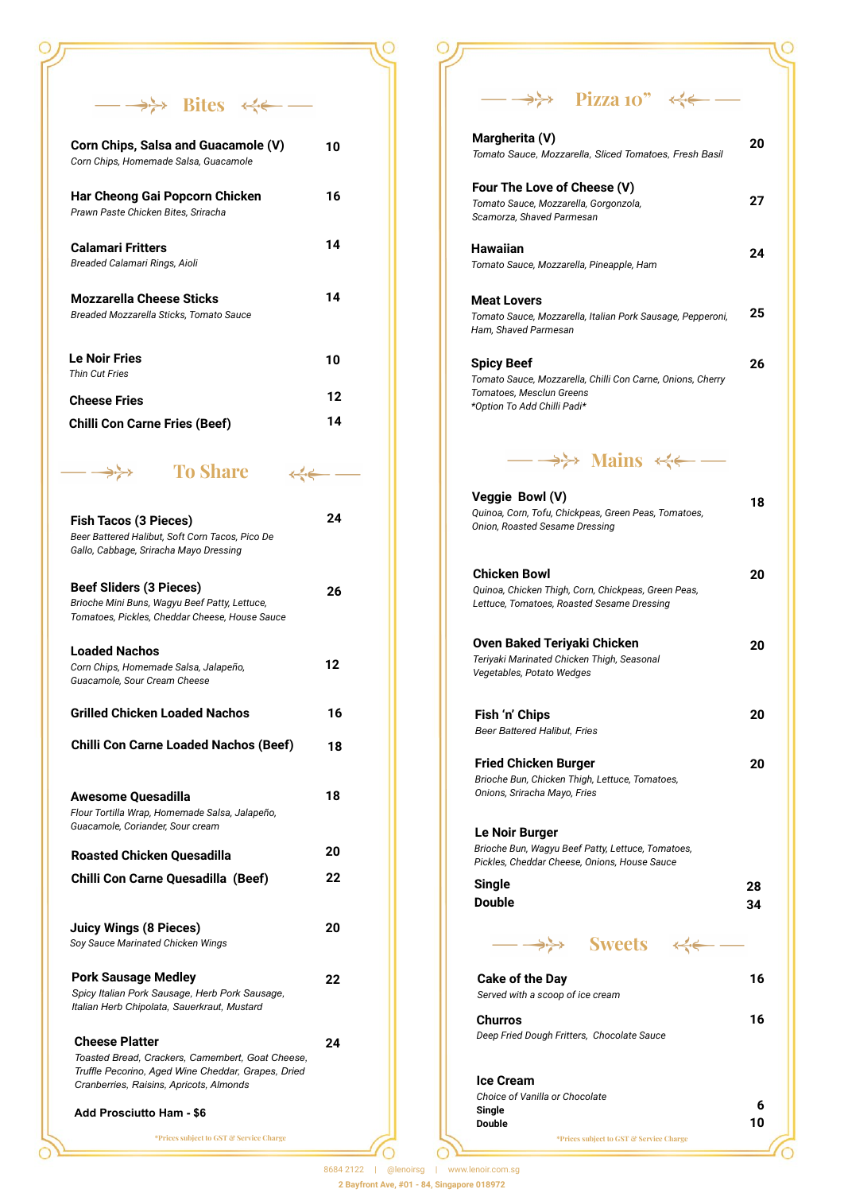## Bites

**Corn Chips, Salsa and Guacamole (V)** — 10
*Corn Chips, Homemade Salsa, Guacamole*

**Har Cheong Gai Popcorn Chicken** — 16
*Prawn Paste Chicken Bites, Sriracha*

**Calamari Fritters** — 14
*Breaded Calamari Rings, Aioli*

**Mozzarella Cheese Sticks** — 14
*Breaded Mozzarella Sticks, Tomato Sauce*

**Le Noir Fries** — 10
*Thin Cut Fries*

**Cheese Fries** — 12

**Chilli Con Carne Fries (Beef)** — 14

## To Share

**Fish Tacos (3 Pieces)** — 24
*Beer Battered Halibut, Soft Corn Tacos, Pico De Gallo, Cabbage, Sriracha Mayo Dressing*

**Beef Sliders (3 Pieces)** — 26
*Brioche Mini Buns, Wagyu Beef Patty, Lettuce, Tomatoes, Pickles, Cheddar Cheese, House Sauce*

**Loaded Nachos** — 12
*Corn Chips, Homemade Salsa, Jalapeño, Guacamole, Sour Cream Cheese*

**Grilled Chicken Loaded Nachos** — 16

**Chilli Con Carne Loaded Nachos (Beef)** — 18

**Awesome Quesadilla** — 18
*Flour Tortilla Wrap, Homemade Salsa, Jalapeño, Guacamole, Coriander, Sour cream*

**Roasted Chicken Quesadilla** — 20

**Chilli Con Carne Quesadilla (Beef)** — 22

**Juicy Wings (8 Pieces)** — 20
*Soy Sauce Marinated Chicken Wings*

**Pork Sausage Medley** — 22
*Spicy Italian Pork Sausage, Herb Pork Sausage, Italian Herb Chipolata, Sauerkraut, Mustard*

**Cheese Platter** — 24
*Toasted Bread, Crackers, Camembert, Goat Cheese, Truffle Pecorino, Aged Wine Cheddar, Grapes, Dried Cranberries, Raisins, Apricots, Almonds*

**Add Prosciutto Ham - $6**

*Prices subject to GST & Service Charge

## Pizza 10”

**Margherita (V)** — 20
*Tomato Sauce, Mozzarella, Sliced Tomatoes, Fresh Basil*

**Four The Love of Cheese (V)** — 27
*Tomato Sauce, Mozzarella, Gorgonzola, Scamorza, Shaved Parmesan*

**Hawaiian** — 24
*Tomato Sauce, Mozzarella, Pineapple, Ham*

**Meat Lovers** — 25
*Tomato Sauce, Mozzarella, Italian Pork Sausage, Pepperoni, Ham, Shaved Parmesan*

**Spicy Beef** — 26
*Tomato Sauce, Mozzarella, Chilli Con Carne, Onions, Cherry Tomatoes, Mesclun Greens*
*\*Option To Add Chilli Padi\**

## Mains

**Veggie Bowl (V)** — 18
*Quinoa, Corn, Tofu, Chickpeas, Green Peas, Tomatoes, Onion, Roasted Sesame Dressing*

**Chicken Bowl** — 20
*Quinoa, Chicken Thigh, Corn, Chickpeas, Green Peas, Lettuce, Tomatoes, Roasted Sesame Dressing*

**Oven Baked Teriyaki Chicken** — 20
*Teriyaki Marinated Chicken Thigh, Seasonal Vegetables, Potato Wedges*

**Fish ‘n’ Chips** — 20
*Beer Battered Halibut, Fries*

**Fried Chicken Burger** — 20
*Brioche Bun, Chicken Thigh, Lettuce, Tomatoes, Onions, Sriracha Mayo, Fries*

**Le Noir Burger**
*Brioche Bun, Wagyu Beef Patty, Lettuce, Tomatoes, Pickles, Cheddar Cheese, Onions, House Sauce*

**Single** — 28
**Double** — 34

## Sweets

**Cake of the Day** — 16
*Served with a scoop of ice cream*

**Churros** — 16
*Deep Fried Dough Fritters, Chocolate Sauce*

**Ice Cream**
*Choice of Vanilla or Chocolate*
**Single** — 6
**Double** — 10

*Prices subject to GST & Service Charge

8684 2122 | @lenoirsg | www.lenoir.com.sg
2 Bayfront Ave, #01 - 84, Singapore 018972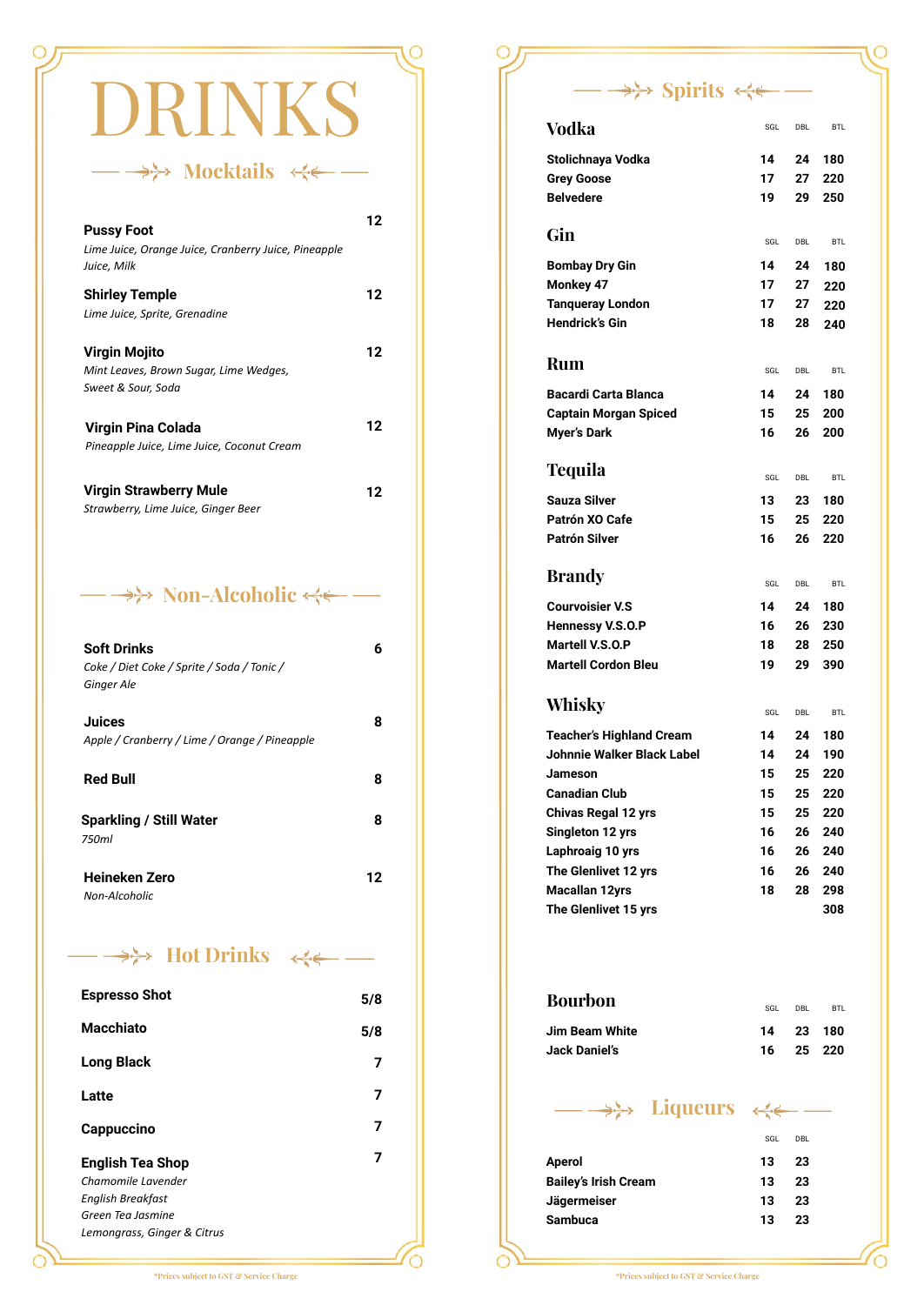# DRINKS

## Mocktails

**Pussy Foot** — 12
*Lime Juice, Orange Juice, Cranberry Juice, Pineapple Juice, Milk*

**Shirley Temple** — 12
*Lime Juice, Sprite, Grenadine*

**Virgin Mojito** — 12
*Mint Leaves, Brown Sugar, Lime Wedges, Sweet & Sour, Soda*

**Virgin Pina Colada** — 12
*Pineapple Juice, Lime Juice, Coconut Cream*

**Virgin Strawberry Mule** — 12
*Strawberry, Lime Juice, Ginger Beer*

## Non-Alcoholic

**Soft Drinks** — 6
*Coke / Diet Coke / Sprite / Soda / Tonic / Ginger Ale*

**Juices** — 8
*Apple / Cranberry / Lime / Orange / Pineapple*

**Red Bull** — 8

**Sparkling / Still Water** — 8
*750ml*

**Heineken Zero** — 12
*Non-Alcoholic*

## Hot Drinks

| Item | Price |
|---|---|
| **Espresso Shot** | 5/8 |
| **Macchiato** | 5/8 |
| **Long Black** | 7 |
| **Latte** | 7 |
| **Cappuccino** | 7 |
| **English Tea Shop** | 7 |

*Chamomile Lavender*
*English Breakfast*
*Green Tea Jasmine*
*Lemongrass, Ginger & Citrus*

*Prices subject to GST & Service Charge

## Spirits

### Vodka

| | SGL | DBL | BTL |
|---|---|---|---|
| **Stolichnaya Vodka** | 14 | 24 | 180 |
| **Grey Goose** | 17 | 27 | 220 |
| **Belvedere** | 19 | 29 | 250 |

### Gin

| | SGL | DBL | BTL |
|---|---|---|---|
| **Bombay Dry Gin** | 14 | 24 | 180 |
| **Monkey 47** | 17 | 27 | 220 |
| **Tanqueray London** | 17 | 27 | 220 |
| **Hendrick's Gin** | 18 | 28 | 240 |

### Rum

| | SGL | DBL | BTL |
|---|---|---|---|
| **Bacardi Carta Blanca** | 14 | 24 | 180 |
| **Captain Morgan Spiced** | 15 | 25 | 200 |
| **Myer's Dark** | 16 | 26 | 200 |

### Tequila

| | SGL | DBL | BTL |
|---|---|---|---|
| **Sauza Silver** | 13 | 23 | 180 |
| **Patrón XO Cafe** | 15 | 25 | 220 |
| **Patrón Silver** | 16 | 26 | 220 |

### Brandy

| | SGL | DBL | BTL |
|---|---|---|---|
| **Courvoisier V.S** | 14 | 24 | 180 |
| **Hennessy V.S.O.P** | 16 | 26 | 230 |
| **Martell V.S.O.P** | 18 | 28 | 250 |
| **Martell Cordon Bleu** | 19 | 29 | 390 |

### Whisky

| | SGL | DBL | BTL |
|---|---|---|---|
| **Teacher's Highland Cream** | 14 | 24 | 180 |
| **Johnnie Walker Black Label** | 14 | 24 | 190 |
| **Jameson** | 15 | 25 | 220 |
| **Canadian Club** | 15 | 25 | 220 |
| **Chivas Regal 12 yrs** | 15 | 25 | 220 |
| **Singleton 12 yrs** | 16 | 26 | 240 |
| **Laphroaig 10 yrs** | 16 | 26 | 240 |
| **The Glenlivet 12 yrs** | 16 | 26 | 240 |
| **Macallan 12yrs** | 18 | 28 | 298 |
| **The Glenlivet 15 yrs** | | | 308 |

### Bourbon

| | SGL | DBL | BTL |
|---|---|---|---|
| **Jim Beam White** | 14 | 23 | 180 |
| **Jack Daniel's** | 16 | 25 | 220 |

## Liqueurs

| | SGL | DBL |
|---|---|---|
| **Aperol** | 13 | 23 |
| **Bailey's Irish Cream** | 13 | 23 |
| **Jägermeiser** | 13 | 23 |
| **Sambuca** | 13 | 23 |

*Prices subject to GST & Service Charge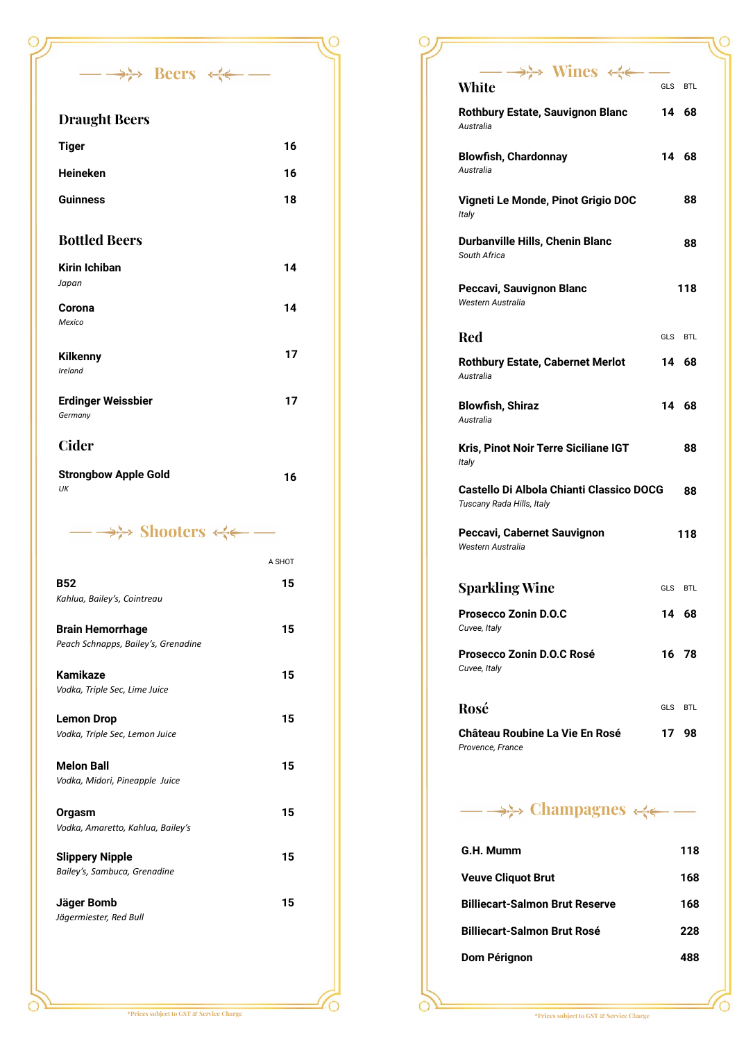# Beers

## Draught Beers

| Item | Price |
|---|---|
| **Tiger** | 16 |
| **Heineken** | 16 |
| **Guinness** | 18 |

## Bottled Beers

| Item | Price |
|---|---|
| **Kirin Ichiban** *Japan* | 14 |
| **Corona** *Mexico* | 14 |
| **Kilkenny** *Ireland* | 17 |
| **Erdinger Weissbier** *Germany* | 17 |

## Cider

| Item | Price |
|---|---|
| **Strongbow Apple Gold** *UK* | 16 |

# Shooters

| Item | A SHOT |
|---|---|
| **B52** *Kahlua, Bailey's, Cointreau* | 15 |
| **Brain Hemorrhage** *Peach Schnapps, Bailey's, Grenadine* | 15 |
| **Kamikaze** *Vodka, Triple Sec, Lime Juice* | 15 |
| **Lemon Drop** *Vodka, Triple Sec, Lemon Juice* | 15 |
| **Melon Ball** *Vodka, Midori, Pineapple Juice* | 15 |
| **Orgasm** *Vodka, Amaretto, Kahlua, Bailey's* | 15 |
| **Slippery Nipple** *Bailey's, Sambuca, Grenadine* | 15 |
| **Jäger Bomb** *Jägermiester, Red Bull* | 15 |

*Prices subject to GST & Service Charge

# Wines

## White

| Item | GLS | BTL |
|---|---|---|
| **Rothbury Estate, Sauvignon Blanc** *Australia* | 14 | 68 |
| **Blowfish, Chardonnay** *Australia* | 14 | 68 |
| **Vigneti Le Monde, Pinot Grigio DOC** *Italy* | | 88 |
| **Durbanville Hills, Chenin Blanc** *South Africa* | | 88 |
| **Peccavi, Sauvignon Blanc** *Western Australia* | | 118 |

## Red

| Item | GLS | BTL |
|---|---|---|
| **Rothbury Estate, Cabernet Merlot** *Australia* | 14 | 68 |
| **Blowfish, Shiraz** *Australia* | 14 | 68 |
| **Kris, Pinot Noir Terre Siciliane IGT** *Italy* | | 88 |
| **Castello Di Albola Chianti Classico DOCG** *Tuscany Rada Hills, Italy* | | 88 |
| **Peccavi, Cabernet Sauvignon** *Western Australia* | | 118 |

## Sparkling Wine

| Item | GLS | BTL |
|---|---|---|
| **Prosecco Zonin D.O.C** *Cuvee, Italy* | 14 | 68 |
| **Prosecco Zonin D.O.C Rosé** *Cuvee, Italy* | 16 | 78 |

## Rosé

| Item | GLS | BTL |
|---|---|---|
| **Château Roubine La Vie En Rosé** *Provence, France* | 17 | 98 |

# Champagnes

| Item | Price |
|---|---|
| **G.H. Mumm** | 118 |
| **Veuve Cliquot Brut** | 168 |
| **Billiecart-Salmon Brut Reserve** | 168 |
| **Billiecart-Salmon Brut Rosé** | 228 |
| **Dom Pérignon** | 488 |

*Prices subject to GST & Service Charge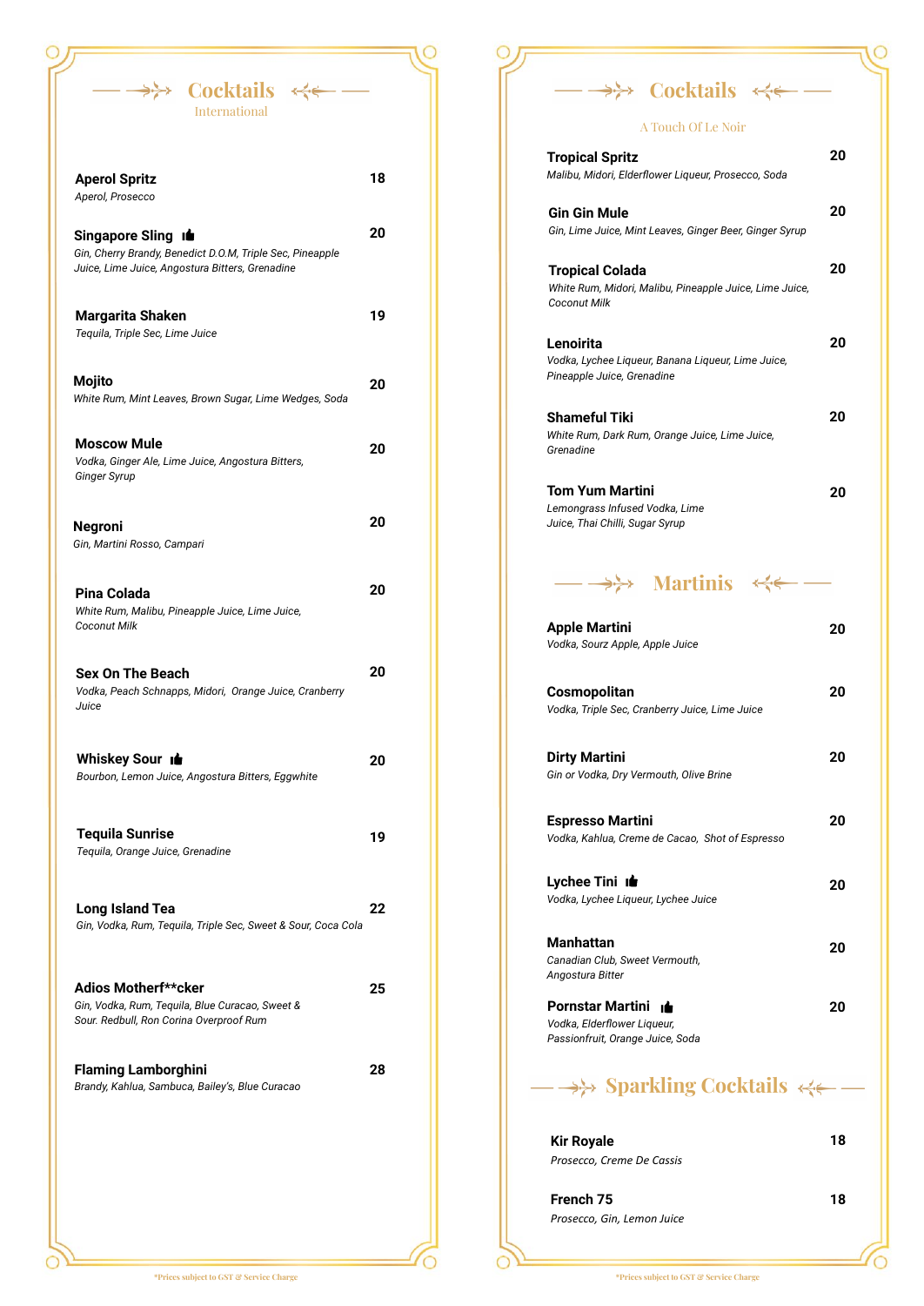## Cocktails

International

**Aperol Spritz** — 18
*Aperol, Prosecco*

**Singapore Sling** 👍 — 20
*Gin, Cherry Brandy, Benedict D.O.M, Triple Sec, Pineapple Juice, Lime Juice, Angostura Bitters, Grenadine*

**Margarita Shaken** — 19
*Tequila, Triple Sec, Lime Juice*

**Mojito** — 20
*White Rum, Mint Leaves, Brown Sugar, Lime Wedges, Soda*

**Moscow Mule** — 20
*Vodka, Ginger Ale, Lime Juice, Angostura Bitters, Ginger Syrup*

**Negroni** — 20
*Gin, Martini Rosso, Campari*

**Pina Colada** — 20
*White Rum, Malibu, Pineapple Juice, Lime Juice, Coconut Milk*

**Sex On The Beach** — 20
*Vodka, Peach Schnapps, Midori, Orange Juice, Cranberry Juice*

**Whiskey Sour** 👍 — 20
*Bourbon, Lemon Juice, Angostura Bitters, Eggwhite*

**Tequila Sunrise** — 19
*Tequila, Orange Juice, Grenadine*

**Long Island Tea** — 22
*Gin, Vodka, Rum, Tequila, Triple Sec, Sweet & Sour, Coca Cola*

**Adios Motherf**cker** — 25
*Gin, Vodka, Rum, Tequila, Blue Curacao, Sweet & Sour. Redbull, Ron Corina Overproof Rum*

**Flaming Lamborghini** — 28
*Brandy, Kahlua, Sambuca, Bailey's, Blue Curacao*

*Prices subject to GST & Service Charge

## Cocktails

A Touch Of Le Noir

**Tropical Spritz** — 20
*Malibu, Midori, Elderflower Liqueur, Prosecco, Soda*

**Gin Gin Mule** — 20
*Gin, Lime Juice, Mint Leaves, Ginger Beer, Ginger Syrup*

**Tropical Colada** — 20
*White Rum, Midori, Malibu, Pineapple Juice, Lime Juice, Coconut Milk*

**Lenoirita** — 20
*Vodka, Lychee Liqueur, Banana Liqueur, Lime Juice, Pineapple Juice, Grenadine*

**Shameful Tiki** — 20
*White Rum, Dark Rum, Orange Juice, Lime Juice, Grenadine*

**Tom Yum Martini** — 20
*Lemongrass Infused Vodka, Lime Juice, Thai Chilli, Sugar Syrup*

## Martinis

**Apple Martini** — 20
*Vodka, Sourz Apple, Apple Juice*

**Cosmopolitan** — 20
*Vodka, Triple Sec, Cranberry Juice, Lime Juice*

**Dirty Martini** — 20
*Gin or Vodka, Dry Vermouth, Olive Brine*

**Espresso Martini** — 20
*Vodka, Kahlua, Creme de Cacao, Shot of Espresso*

**Lychee Tini** 👍 — 20
*Vodka, Lychee Liqueur, Lychee Juice*

**Manhattan** — 20
*Canadian Club, Sweet Vermouth, Angostura Bitter*

**Pornstar Martini** 👍 — 20
*Vodka, Elderflower Liqueur, Passionfruit, Orange Juice, Soda*

## Sparkling Cocktails

**Kir Royale** — 18
*Prosecco, Creme De Cassis*

**French 75** — 18
*Prosecco, Gin, Lemon Juice*

*Prices subject to GST & Service Charge